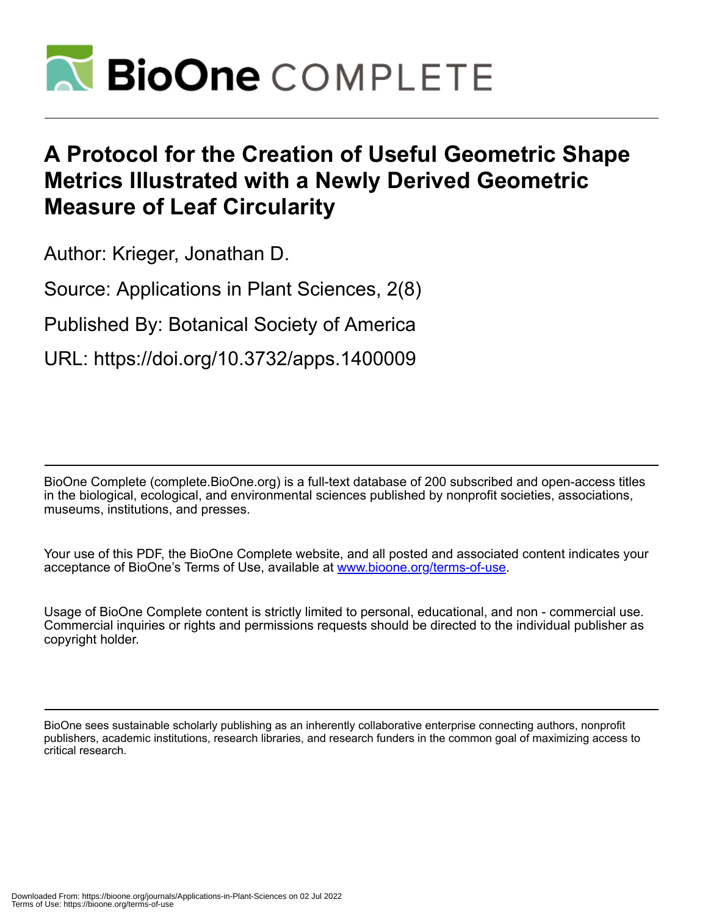# A Protocol for the Creation of Useful Geometric Shape Metrics Illustrated with a Newly Derived Geometric Measure of Leaf Circularity

Author: Krieger, Jonathan D.

Source: Applications in Plant Sciences, 2(8)

Published By: Botanical Society of America

URL: https://doi.org/10.3732/apps.1400009

BioOne Complete (complete.BioOne.org) is a full-text database of 200 subscribed and open-access titles in the biological, ecological, and environmental sciences published by nonprofit societies, associations, museums, institutions, and presses.

Your use of this PDF, the BioOne Complete website, and all posted and associated content indicates your acceptance of BioOne's Terms of Use, available at www.bioone.org/terms-of-use.

Usage of BioOne Complete content is strictly limited to personal, educational, and non - commercial use. Commercial inquiries or rights and permissions requests should be directed to the individual publisher as copyright holder.

BioOne sees sustainable scholarly publishing as an inherently collaborative enterprise connecting authors, nonprofit publishers, academic institutions, research libraries, and research funders in the common goal of maximizing access to critical research.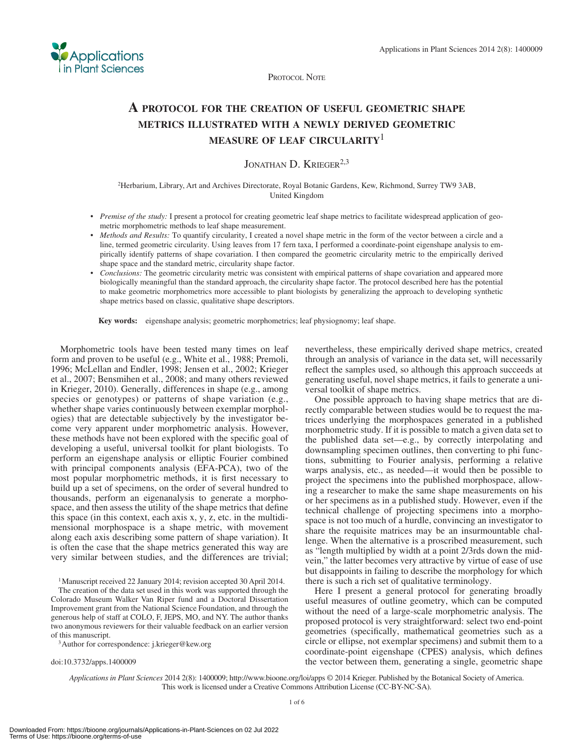PROTOCOL NOTE

# A PROTOCOL FOR THE CREATION OF USEFUL GEOMETRIC SHAPE METRICS ILLUSTRATED WITH A NEWLY DERIVED GEOMETRIC MEASURE OF LEAF CIRCULARITY[1]

JONATHAN D. KRIEGER[2,3]

[2]Herbarium, Library, Art and Archives Directorate, Royal Botanic Gardens, Kew, Richmond, Surrey TW9 3AB, United Kingdom

- *Premise of the study:* I present a protocol for creating geometric leaf shape metrics to facilitate widespread application of geometric morphometric methods to leaf shape measurement.
- *Methods and Results:* To quantify circularity, I created a novel shape metric in the form of the vector between a circle and a line, termed geometric circularity. Using leaves from 17 fern taxa, I performed a coordinate-point eigenshape analysis to empirically identify patterns of shape covariation. I then compared the geometric circularity metric to the empirically derived shape space and the standard metric, circularity shape factor.
- *Conclusions:* The geometric circularity metric was consistent with empirical patterns of shape covariation and appeared more biologically meaningful than the standard approach, the circularity shape factor. The protocol described here has the potential to make geometric morphometrics more accessible to plant biologists by generalizing the approach to developing synthetic shape metrics based on classic, qualitative shape descriptors.

**Key words:** eigenshape analysis; geometric morphometrics; leaf physiognomy; leaf shape.

Morphometric tools have been tested many times on leaf form and proven to be useful (e.g., White et al., 1988; Premoli, 1996; McLellan and Endler, 1998; Jensen et al., 2002; Krieger et al., 2007; Bensmihen et al., 2008; and many others reviewed in Krieger, 2010). Generally, differences in shape (e.g., among species or genotypes) or patterns of shape variation (e.g., whether shape varies continuously between exemplar morphologies) that are detectable subjectively by the investigator become very apparent under morphometric analysis. However, these methods have not been explored with the specific goal of developing a useful, universal toolkit for plant biologists. To perform an eigenshape analysis or elliptic Fourier combined with principal components analysis (EFA-PCA), two of the most popular morphometric methods, it is first necessary to build up a set of specimens, on the order of several hundred to thousands, perform an eigenanalysis to generate a morphospace, and then assess the utility of the shape metrics that define this space (in this context, each axis x, y, z, etc. in the multidimensional morphospace is a shape metric, with movement along each axis describing some pattern of shape variation). It is often the case that the shape metrics generated this way are very similar between studies, and the differences are trivial; nevertheless, these empirically derived shape metrics, created through an analysis of variance in the data set, will necessarily reflect the samples used, so although this approach succeeds at generating useful, novel shape metrics, it fails to generate a universal toolkit of shape metrics.

One possible approach to having shape metrics that are directly comparable between studies would be to request the matrices underlying the morphospaces generated in a published morphometric study. If it is possible to match a given data set to the published data set—e.g., by correctly interpolating and downsampling specimen outlines, then converting to phi functions, submitting to Fourier analysis, performing a relative warps analysis, etc., as needed—it would then be possible to project the specimens into the published morphospace, allowing a researcher to make the same shape measurements on his or her specimens as in a published study. However, even if the technical challenge of projecting specimens into a morphospace is not too much of a hurdle, convincing an investigator to share the requisite matrices may be an insurmountable challenge. When the alternative is a proscribed measurement, such as "length multiplied by width at a point 2/3rds down the midvein," the latter becomes very attractive by virtue of ease of use but disappoints in failing to describe the morphology for which there is such a rich set of qualitative terminology.

Here I present a general protocol for generating broadly useful measures of outline geometry, which can be computed without the need of a large-scale morphometric analysis. The proposed protocol is very straightforward: select two end-point geometries (specifically, mathematical geometries such as a circle or ellipse, not exemplar specimens) and submit them to a coordinate-point eigenshape (CPES) analysis, which defines the vector between them, generating a single, geometric shape

[1]Manuscript received 22 January 2014; revision accepted 30 April 2014.

The creation of the data set used in this work was supported through the Colorado Museum Walker Van Riper fund and a Doctoral Dissertation Improvement grant from the National Science Foundation, and through the generous help of staff at COLO, F, JEPS, MO, and NY. The author thanks two anonymous reviewers for their valuable feedback on an earlier version of this manuscript.

[3]Author for correspondence: j.krieger@kew.org

doi:10.3732/apps.1400009

*Applications in Plant Sciences* 2014 2(8): 1400009; http://www.bioone.org/loi/apps © 2014 Krieger. Published by the Botanical Society of America. This work is licensed under a Creative Commons Attribution License (CC-BY-NC-SA).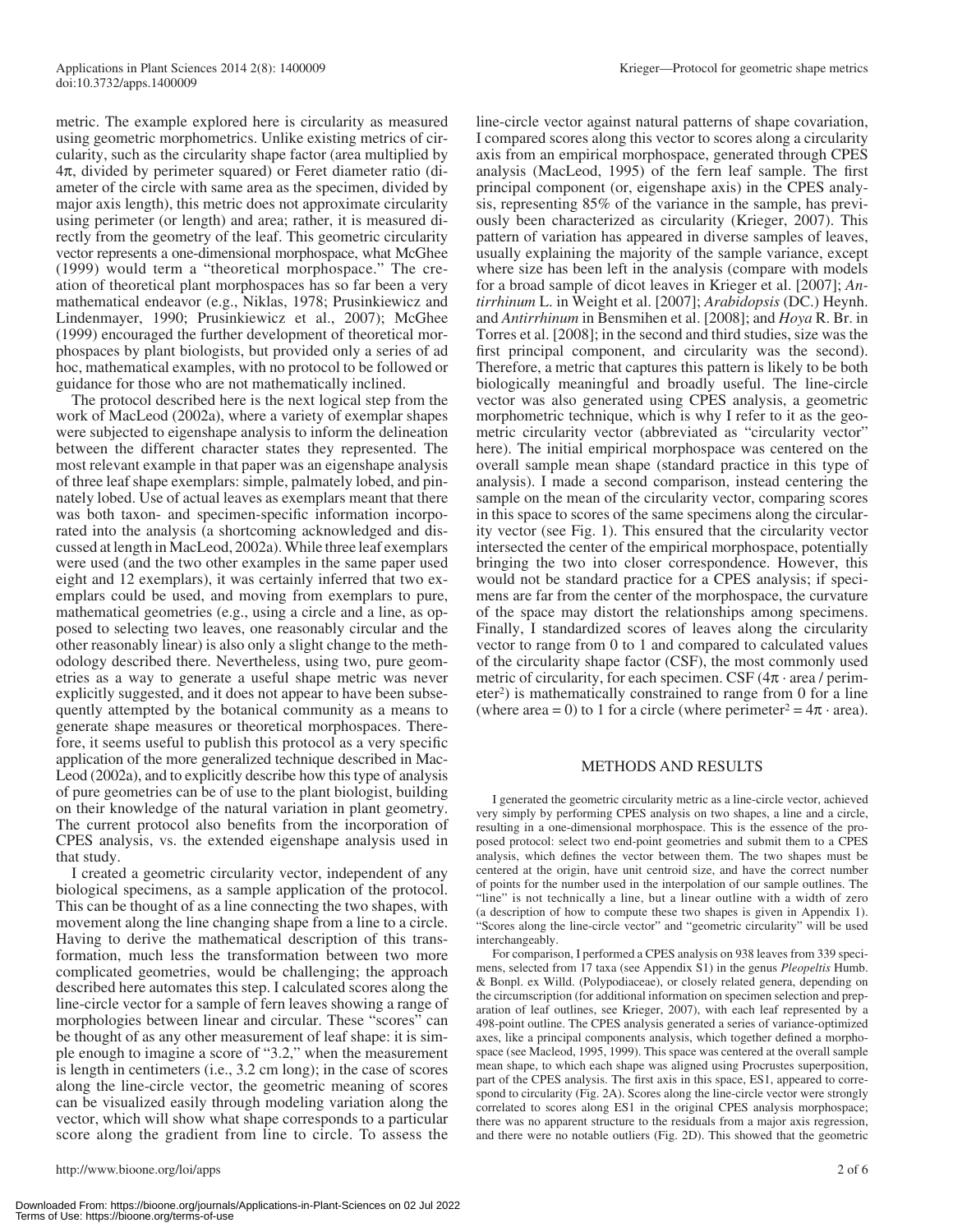metric. The example explored here is circularity as measured using geometric morphometrics. Unlike existing metrics of circularity, such as the circularity shape factor (area multiplied by $4\pi$, divided by perimeter squared) or Feret diameter ratio (diameter of the circle with same area as the specimen, divided by major axis length), this metric does not approximate circularity using perimeter (or length) and area; rather, it is measured directly from the geometry of the leaf. This geometric circularity vector represents a one-dimensional morphospace, what McGhee (1999) would term a "theoretical morphospace." The creation of theoretical plant morphospaces has so far been a very mathematical endeavor (e.g., Niklas, 1978; Prusinkiewicz and Lindenmayer, 1990; Prusinkiewicz et al., 2007); McGhee (1999) encouraged the further development of theoretical morphospaces by plant biologists, but provided only a series of ad hoc, mathematical examples, with no protocol to be followed or guidance for those who are not mathematically inclined.

The protocol described here is the next logical step from the work of MacLeod (2002a), where a variety of exemplar shapes were subjected to eigenshape analysis to inform the delineation between the different character states they represented. The most relevant example in that paper was an eigenshape analysis of three leaf shape exemplars: simple, palmately lobed, and pinnately lobed. Use of actual leaves as exemplars meant that there was both taxon- and specimen-specific information incorporated into the analysis (a shortcoming acknowledged and discussed at length in MacLeod, 2002a). While three leaf exemplars were used (and the two other examples in the same paper used eight and 12 exemplars), it was certainly inferred that two exemplars could be used, and moving from exemplars to pure, mathematical geometries (e.g., using a circle and a line, as opposed to selecting two leaves, one reasonably circular and the other reasonably linear) is also only a slight change to the methodology described there. Nevertheless, using two, pure geometries as a way to generate a useful shape metric was never explicitly suggested, and it does not appear to have been subsequently attempted by the botanical community as a means to generate shape measures or theoretical morphospaces. Therefore, it seems useful to publish this protocol as a very specific application of the more generalized technique described in MacLeod (2002a), and to explicitly describe how this type of analysis of pure geometries can be of use to the plant biologist, building on their knowledge of the natural variation in plant geometry. The current protocol also benefits from the incorporation of CPES analysis, vs. the extended eigenshape analysis used in that study.

I created a geometric circularity vector, independent of any biological specimens, as a sample application of the protocol. This can be thought of as a line connecting the two shapes, with movement along the line changing shape from a line to a circle. Having to derive the mathematical description of this transformation, much less the transformation between two more complicated geometries, would be challenging; the approach described here automates this step. I calculated scores along the line-circle vector for a sample of fern leaves showing a range of morphologies between linear and circular. These "scores" can be thought of as any other measurement of leaf shape: it is simple enough to imagine a score of "3.2," when the measurement is length in centimeters (i.e., 3.2 cm long); in the case of scores along the line-circle vector, the geometric meaning of scores can be visualized easily through modeling variation along the vector, which will show what shape corresponds to a particular score along the gradient from line to circle. To assess the line-circle vector against natural patterns of shape covariation, I compared scores along this vector to scores along a circularity axis from an empirical morphospace, generated through CPES analysis (MacLeod, 1995) of the fern leaf sample. The first principal component (or, eigenshape axis) in the CPES analysis, representing 85% of the variance in the sample, has previously been characterized as circularity (Krieger, 2007). This pattern of variation has appeared in diverse samples of leaves, usually explaining the majority of the sample variance, except where size has been left in the analysis (compare with models for a broad sample of dicot leaves in Krieger et al. [2007]; *Antirrhinum* L. in Weight et al. [2007]; *Arabidopsis* (DC.) Heynh. and *Antirrhinum* in Bensmihen et al. [2008]; and *Hoya* R. Br. in Torres et al. [2008]; in the second and third studies, size was the first principal component, and circularity was the second). Therefore, a metric that captures this pattern is likely to be both biologically meaningful and broadly useful. The line-circle vector was also generated using CPES analysis, a geometric morphometric technique, which is why I refer to it as the geometric circularity vector (abbreviated as "circularity vector" here). The initial empirical morphospace was centered on the overall sample mean shape (standard practice in this type of analysis). I made a second comparison, instead centering the sample on the mean of the circularity vector, comparing scores in this space to scores of the same specimens along the circularity vector (see Fig. 1). This ensured that the circularity vector intersected the center of the empirical morphospace, potentially bringing the two into closer correspondence. However, this would not be standard practice for a CPES analysis; if specimens are far from the center of the morphospace, the curvature of the space may distort the relationships among specimens. Finally, I standardized scores of leaves along the circularity vector to range from 0 to 1 and compared to calculated values of the circularity shape factor (CSF), the most commonly used metric of circularity, for each specimen. CSF ($4\pi \cdot$ area / perimeter$^2$) is mathematically constrained to range from 0 for a line (where area = 0) to 1 for a circle (where perimeter$^2 = 4\pi \cdot$ area).

## METHODS AND RESULTS

I generated the geometric circularity metric as a line-circle vector, achieved very simply by performing CPES analysis on two shapes, a line and a circle, resulting in a one-dimensional morphospace. This is the essence of the proposed protocol: select two end-point geometries and submit them to a CPES analysis, which defines the vector between them. The two shapes must be centered at the origin, have unit centroid size, and have the correct number of points for the number used in the interpolation of our sample outlines. The "line" is not technically a line, but a linear outline with a width of zero (a description of how to compute these two shapes is given in Appendix 1). "Scores along the line-circle vector" and "geometric circularity" will be used interchangeably.

For comparison, I performed a CPES analysis on 938 leaves from 339 specimens, selected from 17 taxa (see Appendix S1) in the genus *Pleopeltis* Humb. & Bonpl. ex Willd. (Polypodiaceae), or closely related genera, depending on the circumscription (for additional information on specimen selection and preparation of leaf outlines, see Krieger, 2007), with each leaf represented by a 498-point outline. The CPES analysis generated a series of variance-optimized axes, like a principal components analysis, which together defined a morphospace (see Macleod, 1995, 1999). This space was centered at the overall sample mean shape, to which each shape was aligned using Procrustes superposition, part of the CPES analysis. The first axis in this space, ES1, appeared to correspond to circularity (Fig. 2A). Scores along the line-circle vector were strongly correlated to scores along ES1 in the original CPES analysis morphospace; there was no apparent structure to the residuals from a major axis regression, and there were no notable outliers (Fig. 2D). This showed that the geometric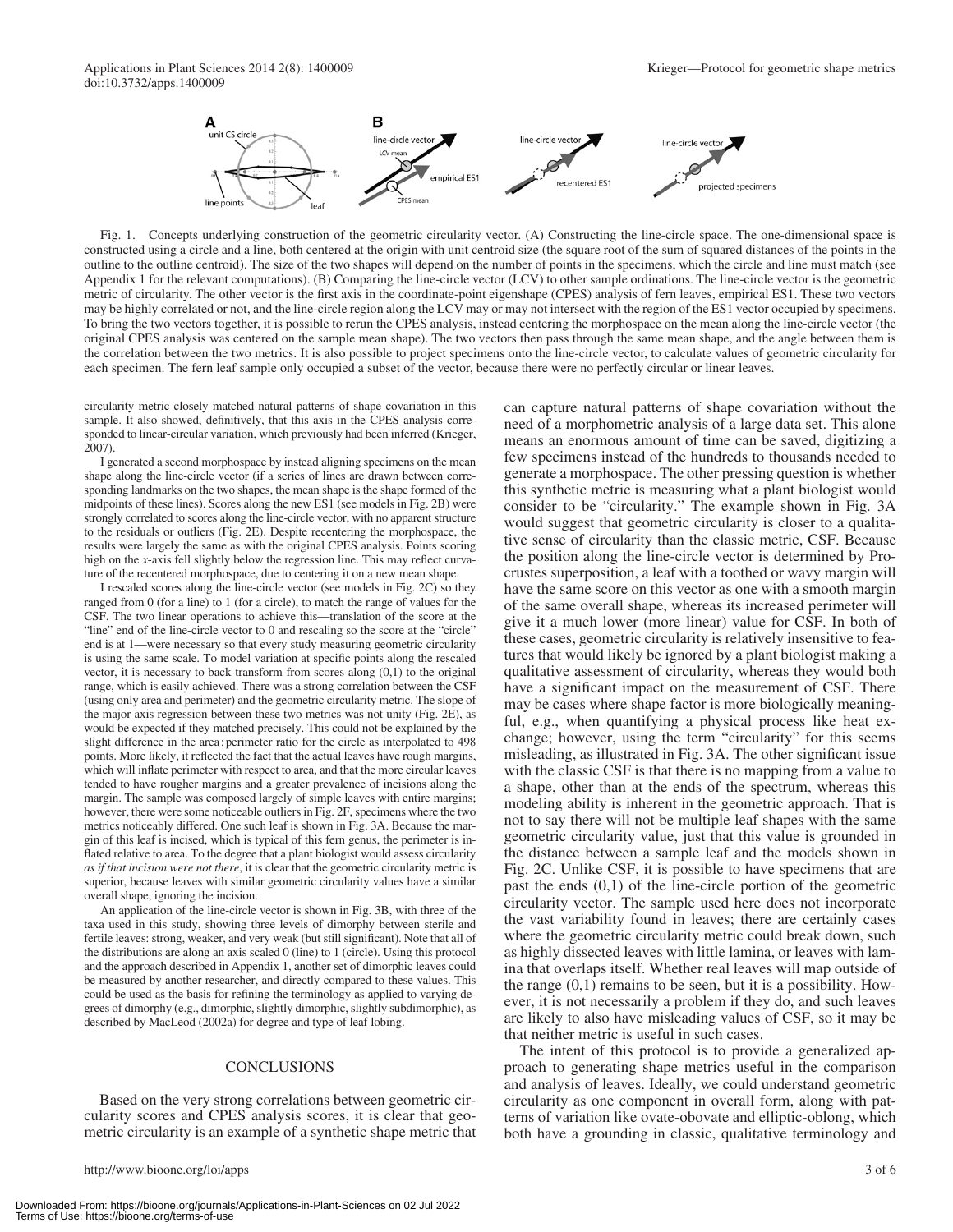A

unit CS circle

line points

leaf

B

line-circle vector

LCV mean

empirical ES1

CPES mean

line-circle vector

recentered ES1

line-circle vector

projected specimens

Fig. 1. Concepts underlying construction of the geometric circularity vector. (A) Constructing the line-circle space. The one-dimensional space is constructed using a circle and a line, both centered at the origin with unit centroid size (the square root of the sum of squared distances of the points in the outline to the outline centroid). The size of the two shapes will depend on the number of points in the specimens, which the circle and line must match (see Appendix 1 for the relevant computations). (B) Comparing the line-circle vector (LCV) to other sample ordinations. The line-circle vector is the geometric metric of circularity. The other vector is the first axis in the coordinate-point eigenshape (CPES) analysis of fern leaves, empirical ES1. These two vectors may be highly correlated or not, and the line-circle region along the LCV may or may not intersect with the region of the ES1 vector occupied by specimens. To bring the two vectors together, it is possible to rerun the CPES analysis, instead centering the morphospace on the mean along the line-circle vector (the original CPES analysis was centered on the sample mean shape). The two vectors then pass through the same mean shape, and the angle between them is the correlation between the two metrics. It is also possible to project specimens onto the line-circle vector, to calculate values of geometric circularity for each specimen. The fern leaf sample only occupied a subset of the vector, because there were no perfectly circular or linear leaves.

circularity metric closely matched natural patterns of shape covariation in this sample. It also showed, definitively, that this axis in the CPES analysis corresponded to linear-circular variation, which previously had been inferred (Krieger, 2007).

I generated a second morphospace by instead aligning specimens on the mean shape along the line-circle vector (if a series of lines are drawn between corresponding landmarks on the two shapes, the mean shape is the shape formed of the midpoints of these lines). Scores along the new ES1 (see models in Fig. 2B) were strongly correlated to scores along the line-circle vector, with no apparent structure to the residuals or outliers (Fig. 2E). Despite recentering the morphospace, the results were largely the same as with the original CPES analysis. Points scoring high on the *x*-axis fell slightly below the regression line. This may reflect curvature of the recentered morphospace, due to centering it on a new mean shape.

I rescaled scores along the line-circle vector (see models in Fig. 2C) so they ranged from 0 (for a line) to 1 (for a circle), to match the range of values for the CSF. The two linear operations to achieve this—translation of the score at the "line" end of the line-circle vector to 0 and rescaling so the score at the "circle" end is at 1—were necessary so that every study measuring geometric circularity is using the same scale. To model variation at specific points along the rescaled vector, it is necessary to back-transform from scores along (0,1) to the original range, which is easily achieved. There was a strong correlation between the CSF (using only area and perimeter) and the geometric circularity metric. The slope of the major axis regression between these two metrics was not unity (Fig. 2E), as would be expected if they matched precisely. This could not be explained by the slight difference in the area : perimeter ratio for the circle as interpolated to 498 points. More likely, it reflected the fact that the actual leaves have rough margins, which will inflate perimeter with respect to area, and that the more circular leaves tended to have rougher margins and a greater prevalence of incisions along the margin. The sample was composed largely of simple leaves with entire margins; however, there were some noticeable outliers in Fig. 2F, specimens where the two metrics noticeably differed. One such leaf is shown in Fig. 3A. Because the margin of this leaf is incised, which is typical of this fern genus, the perimeter is inflated relative to area. To the degree that a plant biologist would assess circularity *as if that incision were not there*, it is clear that the geometric circularity metric is superior, because leaves with similar geometric circularity values have a similar overall shape, ignoring the incision.

An application of the line-circle vector is shown in Fig. 3B, with three of the taxa used in this study, showing three levels of dimorphy between sterile and fertile leaves: strong, weaker, and very weak (but still significant). Note that all of the distributions are along an axis scaled 0 (line) to 1 (circle). Using this protocol and the approach described in Appendix 1, another set of dimorphic leaves could be measured by another researcher, and directly compared to these values. This could be used as the basis for refining the terminology as applied to varying degrees of dimorphy (e.g., dimorphic, slightly dimorphic, slightly subdimorphic), as described by MacLeod (2002a) for degree and type of leaf lobing.

## CONCLUSIONS

Based on the very strong correlations between geometric circularity scores and CPES analysis scores, it is clear that geometric circularity is an example of a synthetic shape metric that can capture natural patterns of shape covariation without the need of a morphometric analysis of a large data set. This alone means an enormous amount of time can be saved, digitizing a few specimens instead of the hundreds to thousands needed to generate a morphospace. The other pressing question is whether this synthetic metric is measuring what a plant biologist would consider to be "circularity." The example shown in Fig. 3A would suggest that geometric circularity is closer to a qualitative sense of circularity than the classic metric, CSF. Because the position along the line-circle vector is determined by Procrustes superposition, a leaf with a toothed or wavy margin will have the same score on this vector as one with a smooth margin of the same overall shape, whereas its increased perimeter will give it a much lower (more linear) value for CSF. In both of these cases, geometric circularity is relatively insensitive to features that would likely be ignored by a plant biologist making a qualitative assessment of circularity, whereas they would both have a significant impact on the measurement of CSF. There may be cases where shape factor is more biologically meaningful, e.g., when quantifying a physical process like heat exchange; however, using the term "circularity" for this seems misleading, as illustrated in Fig. 3A. The other significant issue with the classic CSF is that there is no mapping from a value to a shape, other than at the ends of the spectrum, whereas this modeling ability is inherent in the geometric approach. That is not to say there will not be multiple leaf shapes with the same geometric circularity value, just that this value is grounded in the distance between a sample leaf and the models shown in Fig. 2C. Unlike CSF, it is possible to have specimens that are past the ends (0,1) of the line-circle portion of the geometric circularity vector. The sample used here does not incorporate the vast variability found in leaves; there are certainly cases where the geometric circularity metric could break down, such as highly dissected leaves with little lamina, or leaves with lamina that overlaps itself. Whether real leaves will map outside of the range (0,1) remains to be seen, but it is a possibility. However, it is not necessarily a problem if they do, and such leaves are likely to also have misleading values of CSF, so it may be that neither metric is useful in such cases.

The intent of this protocol is to provide a generalized approach to generating shape metrics useful in the comparison and analysis of leaves. Ideally, we could understand geometric circularity as one component in overall form, along with patterns of variation like ovate-obovate and elliptic-oblong, which both have a grounding in classic, qualitative terminology and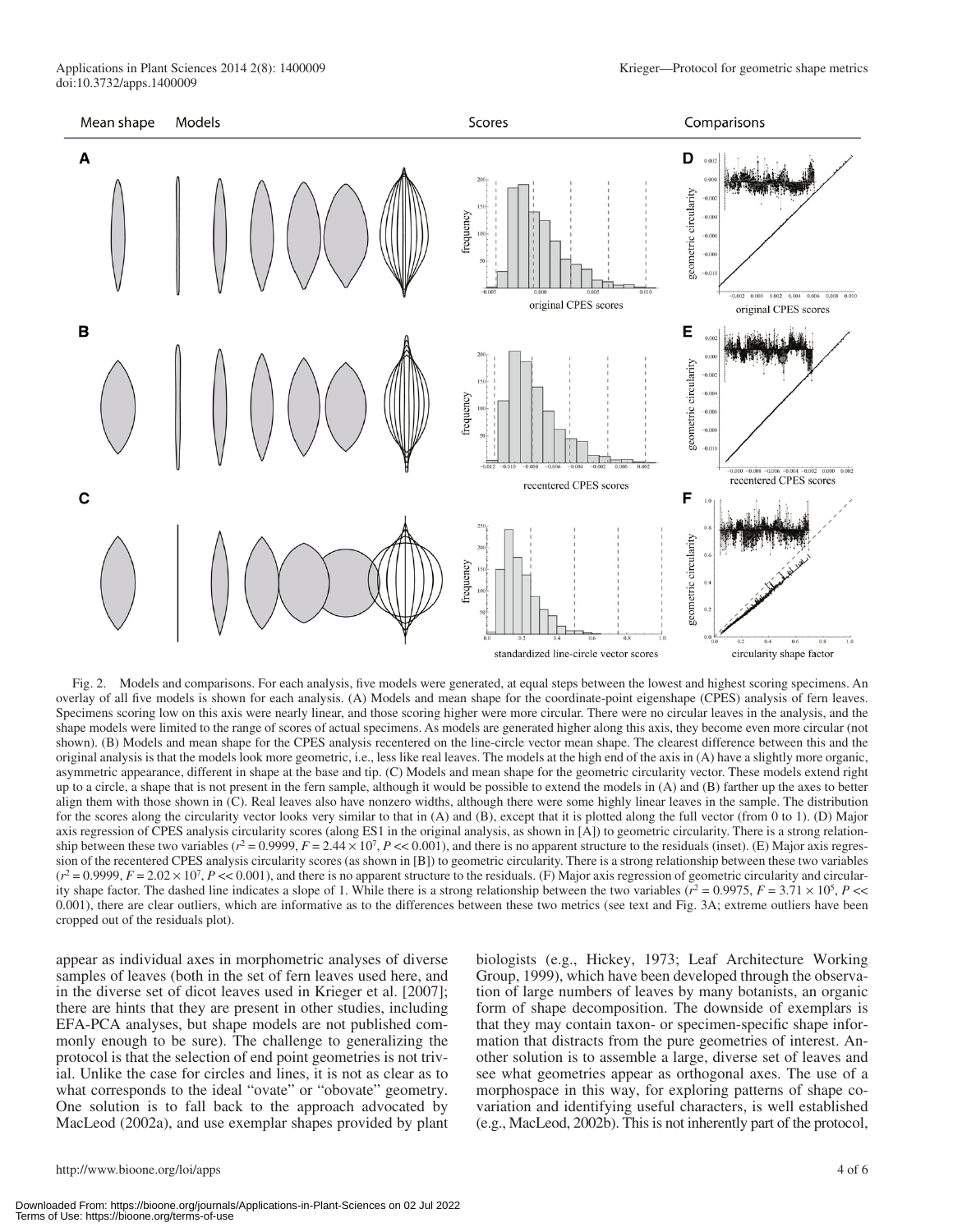Fig. 2. Models and comparisons. For each analysis, five models were generated, at equal steps between the lowest and highest scoring specimens. An overlay of all five models is shown for each analysis. (A) Models and mean shape for the coordinate-point eigenshape (CPES) analysis of fern leaves. Specimens scoring low on this axis were nearly linear, and those scoring higher were more circular. There were no circular leaves in the analysis, and the shape models were limited to the range of scores of actual specimens. As models are generated higher along this axis, they become even more circular (not shown). (B) Models and mean shape for the CPES analysis recentered on the line-circle vector mean shape. The clearest difference between this and the original analysis is that the models look more geometric, i.e., less like real leaves. The models at the high end of the axis in (A) have a slightly more organic, asymmetric appearance, different in shape at the base and tip. (C) Models and mean shape for the geometric circularity vector. These models extend right up to a circle, a shape that is not present in the fern sample, although it would be possible to extend the models in (A) and (B) farther up the axes to better align them with those shown in (C). Real leaves also have nonzero widths, although there were some highly linear leaves in the sample. The distribution for the scores along the circularity vector looks very similar to that in (A) and (B), except that it is plotted along the full vector (from 0 to 1). (D) Major axis regression of CPES analysis circularity scores (along ES1 in the original analysis, as shown in [A]) to geometric circularity. There is a strong relationship between these two variables ($r^2 = 0.9999$, $F = 2.44 \times 10^7$, $P << 0.001$), and there is no apparent structure to the residuals (inset). (E) Major axis regression of the recentered CPES analysis circularity scores (as shown in [B]) to geometric circularity. There is a strong relationship between these two variables ($r^2 = 0.9999$, $F = 2.02 \times 10^7$, $P << 0.001$), and there is no apparent structure to the residuals. (F) Major axis regression of geometric circularity and circularity shape factor. The dashed line indicates a slope of 1. While there is a strong relationship between the two variables ($r^2 = 0.9975$, $F = 3.71 \times 10^5$, $P << 0.001$), there are clear outliers, which are informative as to the differences between these two metrics (see text and Fig. 3A; extreme outliers have been cropped out of the residuals plot).

appear as individual axes in morphometric analyses of diverse samples of leaves (both in the set of fern leaves used here, and in the diverse set of dicot leaves used in Krieger et al. [2007]; there are hints that they are present in other studies, including EFA-PCA analyses, but shape models are not published commonly enough to be sure). The challenge to generalizing the protocol is that the selection of end point geometries is not trivial. Unlike the case for circles and lines, it is not as clear as to what corresponds to the ideal "ovate" or "obovate" geometry. One solution is to fall back to the approach advocated by MacLeod (2002a), and use exemplar shapes provided by plant biologists (e.g., Hickey, 1973; Leaf Architecture Working Group, 1999), which have been developed through the observation of large numbers of leaves by many botanists, an organic form of shape decomposition. The downside of exemplars is that they may contain taxon- or specimen-specific shape information that distracts from the pure geometries of interest. Another solution is to assemble a large, diverse set of leaves and see what geometries appear as orthogonal axes. The use of a morphospace in this way, for exploring patterns of shape covariation and identifying useful characters, is well established (e.g., MacLeod, 2002b). This is not inherently part of the protocol,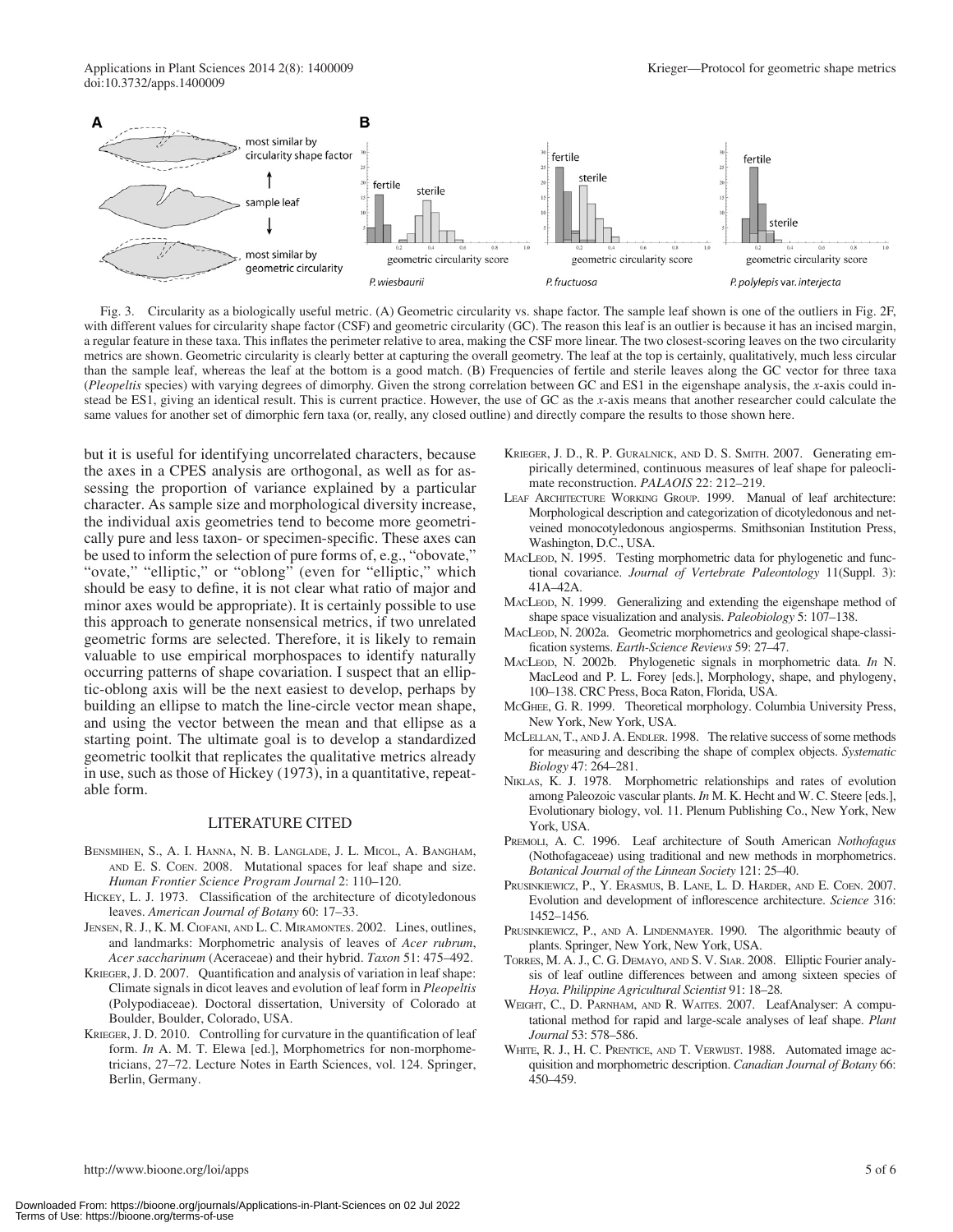Fig. 3. Circularity as a biologically useful metric. (A) Geometric circularity vs. shape factor. The sample leaf shown is one of the outliers in Fig. 2F, with different values for circularity shape factor (CSF) and geometric circularity (GC). The reason this leaf is an outlier is because it has an incised margin, a regular feature in these taxa. This inflates the perimeter relative to area, making the CSF more linear. The two closest-scoring leaves on the two circularity metrics are shown. Geometric circularity is clearly better at capturing the overall geometry. The leaf at the top is certainly, qualitatively, much less circular than the sample leaf, whereas the leaf at the bottom is a good match. (B) Frequencies of fertile and sterile leaves along the GC vector for three taxa (*Pleopeltis* species) with varying degrees of dimorphy. Given the strong correlation between GC and ES1 in the eigenshape analysis, the *x*-axis could instead be ES1, giving an identical result. This is current practice. However, the use of GC as the *x*-axis means that another researcher could calculate the same values for another set of dimorphic fern taxa (or, really, any closed outline) and directly compare the results to those shown here.

but it is useful for identifying uncorrelated characters, because the axes in a CPES analysis are orthogonal, as well as for assessing the proportion of variance explained by a particular character. As sample size and morphological diversity increase, the individual axis geometries tend to become more geometrically pure and less taxon- or specimen-specific. These axes can be used to inform the selection of pure forms of, e.g., "obovate," "ovate," "elliptic," or "oblong" (even for "elliptic," which should be easy to define, it is not clear what ratio of major and minor axes would be appropriate). It is certainly possible to use this approach to generate nonsensical metrics, if two unrelated geometric forms are selected. Therefore, it is likely to remain valuable to use empirical morphospaces to identify naturally occurring patterns of shape covariation. I suspect that an elliptic-oblong axis will be the next easiest to develop, perhaps by building an ellipse to match the line-circle vector mean shape, and using the vector between the mean and that ellipse as a starting point. The ultimate goal is to develop a standardized geometric toolkit that replicates the qualitative metrics already in use, such as those of Hickey (1973), in a quantitative, repeatable form.

## LITERATURE CITED

Bensmihen, S., A. I. Hanna, N. B. Langlade, J. L. Micol, A. Bangham, and E. S. Coen. 2008. Mutational spaces for leaf shape and size. *Human Frontier Science Program Journal* 2: 110–120.

Hickey, L. J. 1973. Classification of the architecture of dicotyledonous leaves. *American Journal of Botany* 60: 17–33.

Jensen, R. J., K. M. Ciofani, and L. C. Miramontes. 2002. Lines, outlines, and landmarks: Morphometric analysis of leaves of *Acer rubrum*, *Acer saccharinum* (Aceraceae) and their hybrid. *Taxon* 51: 475–492.

Krieger, J. D. 2007. Quantification and analysis of variation in leaf shape: Climate signals in dicot leaves and evolution of leaf form in *Pleopeltis* (Polypodiaceae). Doctoral dissertation, University of Colorado at Boulder, Boulder, Colorado, USA.

Krieger, J. D. 2010. Controlling for curvature in the quantification of leaf form. *In* A. M. T. Elewa [ed.], Morphometrics for non-morphometricians, 27–72. Lecture Notes in Earth Sciences, vol. 124. Springer, Berlin, Germany.

Krieger, J. D., R. P. Guralnick, and D. S. Smith. 2007. Generating empirically determined, continuous measures of leaf shape for paleoclimate reconstruction. *PALAOIS* 22: 212–219.

Leaf Architecture Working Group. 1999. Manual of leaf architecture: Morphological description and categorization of dicotyledonous and net-veined monocotyledonous angiosperms. Smithsonian Institution Press, Washington, D.C., USA.

MacLeod, N. 1995. Testing morphometric data for phylogenetic and functional covariance. *Journal of Vertebrate Paleontology* 11(Suppl. 3): 41A–42A.

MacLeod, N. 1999. Generalizing and extending the eigenshape method of shape space visualization and analysis. *Paleobiology* 5: 107–138.

MacLeod, N. 2002a. Geometric morphometrics and geological shape-classification systems. *Earth-Science Reviews* 59: 27–47.

MacLeod, N. 2002b. Phylogenetic signals in morphometric data. *In* N. MacLeod and P. L. Forey [eds.], Morphology, shape, and phylogeny, 100–138. CRC Press, Boca Raton, Florida, USA.

McGhee, G. R. 1999. Theoretical morphology. Columbia University Press, New York, New York, USA.

McLellan, T., and J. A. Endler. 1998. The relative success of some methods for measuring and describing the shape of complex objects. *Systematic Biology* 47: 264–281.

Niklas, K. J. 1978. Morphometric relationships and rates of evolution among Paleozoic vascular plants. *In* M. K. Hecht and W. C. Steere [eds.], Evolutionary biology, vol. 11. Plenum Publishing Co., New York, New York, USA.

Premoli, A. C. 1996. Leaf architecture of South American *Nothofagus* (Nothofagaceae) using traditional and new methods in morphometrics. *Botanical Journal of the Linnean Society* 121: 25–40.

Prusinkiewicz, P., Y. Erasmus, B. Lane, L. D. Harder, and E. Coen. 2007. Evolution and development of inflorescence architecture. *Science* 316: 1452–1456.

Prusinkiewicz, P., and A. Lindenmayer. 1990. The algorithmic beauty of plants. Springer, New York, New York, USA.

Torres, M. A. J., C. G. Demayo, and S. V. Siar. 2008. Elliptic Fourier analysis of leaf outline differences between and among sixteen species of *Hoya*. *Philippine Agricultural Scientist* 91: 18–28.

Weight, C., D. Parnham, and R. Waites. 2007. LeafAnalyser: A computational method for rapid and large-scale analyses of leaf shape. *Plant Journal* 53: 578–586.

White, R. J., H. C. Prentice, and T. Verwijst. 1988. Automated image acquisition and morphometric description. *Canadian Journal of Botany* 66: 450–459.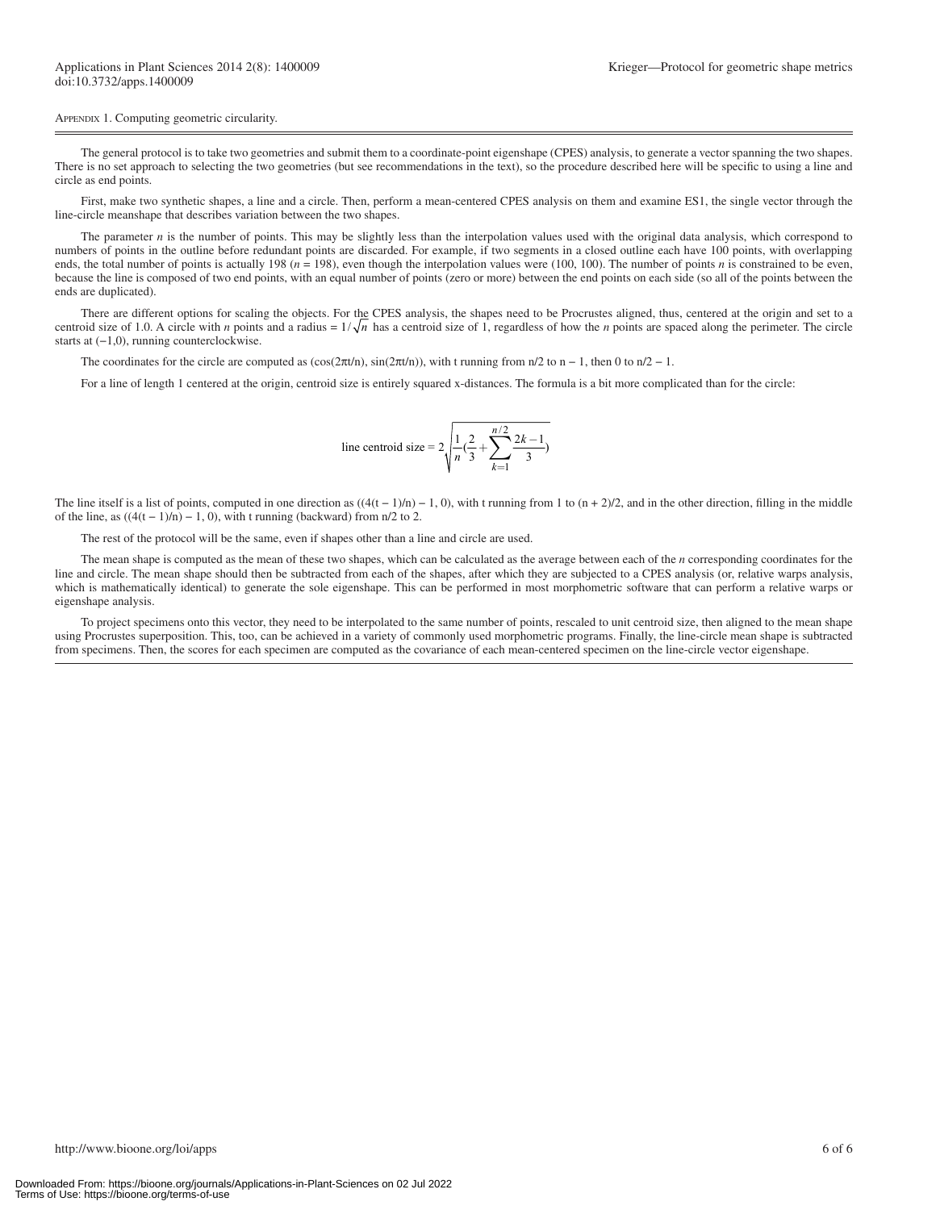Appendix 1. Computing geometric circularity.

The general protocol is to take two geometries and submit them to a coordinate-point eigenshape (CPES) analysis, to generate a vector spanning the two shapes. There is no set approach to selecting the two geometries (but see recommendations in the text), so the procedure described here will be specific to using a line and circle as end points.

First, make two synthetic shapes, a line and a circle. Then, perform a mean-centered CPES analysis on them and examine ES1, the single vector through the line-circle meanshape that describes variation between the two shapes.

The parameter $n$ is the number of points. This may be slightly less than the interpolation values used with the original data analysis, which correspond to numbers of points in the outline before redundant points are discarded. For example, if two segments in a closed outline each have 100 points, with overlapping ends, the total number of points is actually 198 ($n$ = 198), even though the interpolation values were (100, 100). The number of points $n$ is constrained to be even, because the line is composed of two end points, with an equal number of points (zero or more) between the end points on each side (so all of the points between the ends are duplicated).

There are different options for scaling the objects. For the CPES analysis, the shapes need to be Procrustes aligned, thus, centered at the origin and set to a centroid size of 1.0. A circle with $n$ points and a radius = $1/\sqrt{n}$ has a centroid size of 1, regardless of how the $n$ points are spaced along the perimeter. The circle starts at (−1,0), running counterclockwise.

The coordinates for the circle are computed as $(\cos(2\pi t/n), \sin(2\pi t/n))$, with t running from $n/2$ to $n - 1$, then 0 to $n/2 - 1$.

For a line of length 1 centered at the origin, centroid size is entirely squared x-distances. The formula is a bit more complicated than for the circle:

$$\text{line centroid size} = 2\sqrt{\frac{1}{n}\left(\frac{2}{3}+\sum_{k=1}^{n/2}\frac{2k-1}{3}\right)}$$

The line itself is a list of points, computed in one direction as $((4(t-1)/n) - 1, 0)$, with t running from 1 to $(n + 2)/2$, and in the other direction, filling in the middle of the line, as $((4(t-1)/n) - 1, 0)$, with t running (backward) from $n/2$ to 2.

The rest of the protocol will be the same, even if shapes other than a line and circle are used.

The mean shape is computed as the mean of these two shapes, which can be calculated as the average between each of the $n$ corresponding coordinates for the line and circle. The mean shape should then be subtracted from each of the shapes, after which they are subjected to a CPES analysis (or, relative warps analysis, which is mathematically identical) to generate the sole eigenshape. This can be performed in most morphometric software that can perform a relative warps or eigenshape analysis.

To project specimens onto this vector, they need to be interpolated to the same number of points, rescaled to unit centroid size, then aligned to the mean shape using Procrustes superposition. This, too, can be achieved in a variety of commonly used morphometric programs. Finally, the line-circle mean shape is subtracted from specimens. Then, the scores for each specimen are computed as the covariance of each mean-centered specimen on the line-circle vector eigenshape.